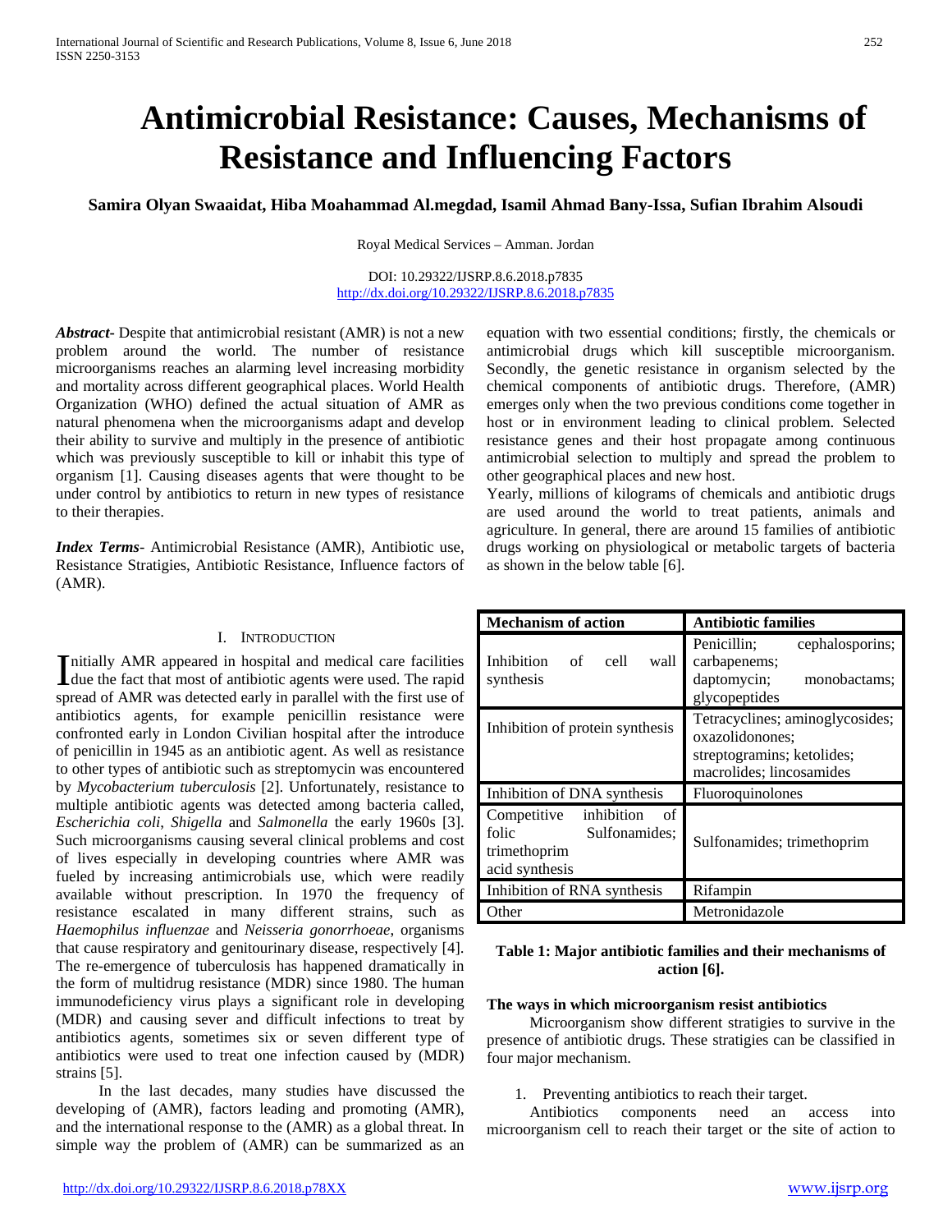# Antimicrobial Resistance: Causes, Mechanisms of Resistance and Influencing Factors

**Samira Olyan Swaaidat, Hiba Moahammad Al.megdad, Isamil Ahmad Bany-Issa, Sufian Ibrahim Alsoudi**

Royal Medical Services – Amman. Jordan

DOI: 10.29322/IJSRP.8.6.2018.p7835
http://dx.doi.org/10.29322/IJSRP.8.6.2018.p7835

***Abstract***- Despite that antimicrobial resistant (AMR) is not a new problem around the world. The number of resistance microorganisms reaches an alarming level increasing morbidity and mortality across different geographical places. World Health Organization (WHO) defined the actual situation of AMR as natural phenomena when the microorganisms adapt and develop their ability to survive and multiply in the presence of antibiotic which was previously susceptible to kill or inhabit this type of organism [1]. Causing diseases agents that were thought to be under control by antibiotics to return in new types of resistance to their therapies.

***Index Terms***- Antimicrobial Resistance (AMR), Antibiotic use, Resistance Stratigies, Antibiotic Resistance, Influence factors of (AMR).

## I. Introduction

Initially AMR appeared in hospital and medical care facilities due the fact that most of antibiotic agents were used. The rapid spread of AMR was detected early in parallel with the first use of antibiotics agents, for example penicillin resistance were confronted early in London Civilian hospital after the introduce of penicillin in 1945 as an antibiotic agent. As well as resistance to other types of antibiotic such as streptomycin was encountered by *Mycobacterium tuberculosis* [2]. Unfortunately, resistance to multiple antibiotic agents was detected among bacteria called, *Escherichia coli*, *Shigella* and *Salmonella* the early 1960s [3]. Such microorganisms causing several clinical problems and cost of lives especially in developing countries where AMR was fueled by increasing antimicrobials use, which were readily available without prescription. In 1970 the frequency of resistance escalated in many different strains, such as *Haemophilus influenzae* and *Neisseria gonorrhoeae*, organisms that cause respiratory and genitourinary disease, respectively [4]. The re-emergence of tuberculosis has happened dramatically in the form of multidrug resistance (MDR) since 1980. The human immunodeficiency virus plays a significant role in developing (MDR) and causing sever and difficult infections to treat by antibiotics agents, sometimes six or seven different type of antibiotics were used to treat one infection caused by (MDR) strains [5].

In the last decades, many studies have discussed the developing of (AMR), factors leading and promoting (AMR), and the international response to the (AMR) as a global threat. In simple way the problem of (AMR) can be summarized as an equation with two essential conditions; firstly, the chemicals or antimicrobial drugs which kill susceptible microorganism. Secondly, the genetic resistance in organism selected by the chemical components of antibiotic drugs. Therefore, (AMR) emerges only when the two previous conditions come together in host or in environment leading to clinical problem. Selected resistance genes and their host propagate among continuous antimicrobial selection to multiply and spread the problem to other geographical places and new host.

Yearly, millions of kilograms of chemicals and antibiotic drugs are used around the world to treat patients, animals and agriculture. In general, there are around 15 families of antibiotic drugs working on physiological or metabolic targets of bacteria as shown in the below table [6].

| Mechanism of action | Antibiotic families |
|---|---|
| Inhibition of cell wall synthesis | Penicillin; cephalosporins; carbapenems; daptomycin; monobactams; glycopeptides |
| Inhibition of protein synthesis | Tetracyclines; aminoglycosides; oxazolidonones; streptogramins; ketolides; macrolides; lincosamides |
| Inhibition of DNA synthesis | Fluoroquinolones |
| Competitive inhibition of folic Sulfonamides; trimethoprim acid synthesis | Sulfonamides; trimethoprim |
| Inhibition of RNA synthesis | Rifampin |
| Other | Metronidazole |

**Table 1: Major antibiotic families and their mechanisms of action [6].**

**The ways in which microorganism resist antibiotics**

Microorganism show different stratigies to survive in the presence of antibiotic drugs. These stratigies can be classified in four major mechanism.

1. Preventing antibiotics to reach their target.

Antibiotics components need an access into microorganism cell to reach their target or the site of action to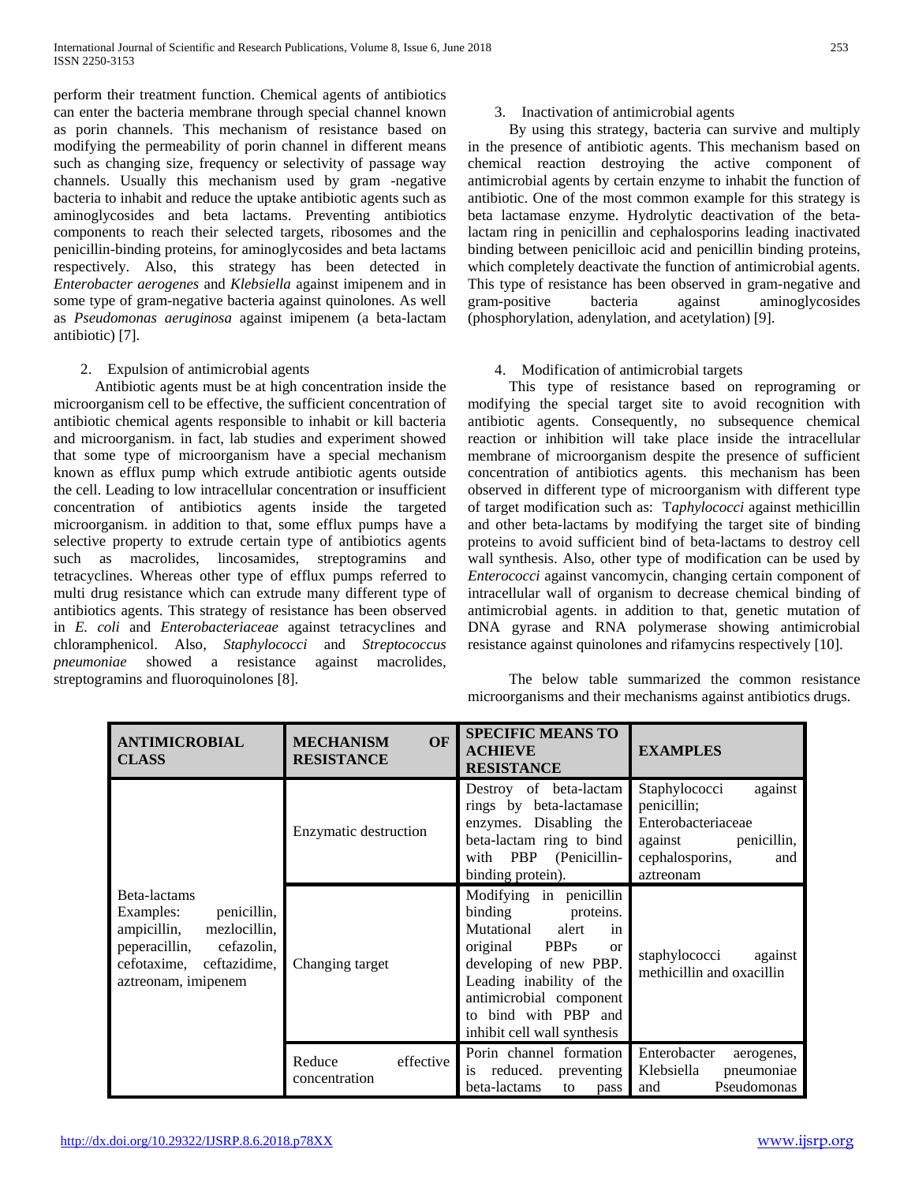perform their treatment function. Chemical agents of antibiotics can enter the bacteria membrane through special channel known as porin channels. This mechanism of resistance based on modifying the permeability of porin channel in different means such as changing size, frequency or selectivity of passage way channels. Usually this mechanism used by gram -negative bacteria to inhabit and reduce the uptake antibiotic agents such as aminoglycosides and beta lactams. Preventing antibiotics components to reach their selected targets, ribosomes and the penicillin-binding proteins, for aminoglycosides and beta lactams respectively. Also, this strategy has been detected in *Enterobacter aerogenes* and *Klebsiella* against imipenem and in some type of gram-negative bacteria against quinolones. As well as *Pseudomonas aeruginosa* against imipenem (a beta-lactam antibiotic) [7].

2. Expulsion of antimicrobial agents

Antibiotic agents must be at high concentration inside the microorganism cell to be effective, the sufficient concentration of antibiotic chemical agents responsible to inhabit or kill bacteria and microorganism. in fact, lab studies and experiment showed that some type of microorganism have a special mechanism known as efflux pump which extrude antibiotic agents outside the cell. Leading to low intracellular concentration or insufficient concentration of antibiotics agents inside the targeted microorganism. in addition to that, some efflux pumps have a selective property to extrude certain type of antibiotics agents such as macrolides, lincosamides, streptogramins and tetracyclines. Whereas other type of efflux pumps referred to multi drug resistance which can extrude many different type of antibiotics agents. This strategy of resistance has been observed in *E. coli* and *Enterobacteriaceae* against tetracyclines and chloramphenicol. Also, *Staphylococci* and *Streptococcus pneumoniae* showed a resistance against macrolides, streptogramins and fluoroquinolones [8].

3. Inactivation of antimicrobial agents

By using this strategy, bacteria can survive and multiply in the presence of antibiotic agents. This mechanism based on chemical reaction destroying the active component of antimicrobial agents by certain enzyme to inhabit the function of antibiotic. One of the most common example for this strategy is beta lactamase enzyme. Hydrolytic deactivation of the beta-lactam ring in penicillin and cephalosporins leading inactivated binding between penicilloic acid and penicillin binding proteins, which completely deactivate the function of antimicrobial agents. This type of resistance has been observed in gram-negative and gram-positive bacteria against aminoglycosides (phosphorylation, adenylation, and acetylation) [9].

4. Modification of antimicrobial targets

This type of resistance based on reprograming or modifying the special target site to avoid recognition with antibiotic agents. Consequently, no subsequence chemical reaction or inhibition will take place inside the intracellular membrane of microorganism despite the presence of sufficient concentration of antibiotics agents. this mechanism has been observed in different type of microorganism with different type of target modification such as: T*aphylococci* against methicillin and other beta-lactams by modifying the target site of binding proteins to avoid sufficient bind of beta-lactams to destroy cell wall synthesis. Also, other type of modification can be used by *Enterococci* against vancomycin, changing certain component of intracellular wall of organism to decrease chemical binding of antimicrobial agents. in addition to that, genetic mutation of DNA gyrase and RNA polymerase showing antimicrobial resistance against quinolones and rifamycins respectively [10].

The below table summarized the common resistance microorganisms and their mechanisms against antibiotics drugs.

| ANTIMICROBIAL CLASS | MECHANISM OF RESISTANCE | SPECIFIC MEANS TO ACHIEVE RESISTANCE | EXAMPLES |
|---|---|---|---|
| Beta-lactams Examples: penicillin, ampicillin, mezlocillin, peperacillin, cefazolin, cefotaxime, ceftazidime, aztreonam, imipenem | Enzymatic destruction | Destroy of beta-lactam rings by beta-lactamase enzymes. Disabling the beta-lactam ring to bind with PBP (Penicillin-binding protein). | Staphylococci against penicillin; Enterobacteriaceae against penicillin, cephalosporins, and aztreonam |
| | Changing target | Modifying in penicillin binding proteins. Mutational alert in original PBPs or developing of new PBP. Leading inability of the antimicrobial component to bind with PBP and inhibit cell wall synthesis | staphylococci against methicillin and oxacillin |
| | Reduce effective concentration | Porin channel formation is reduced. preventing beta-lactams to pass | Enterobacter aerogenes, Klebsiella pneumoniae and Pseudomonas |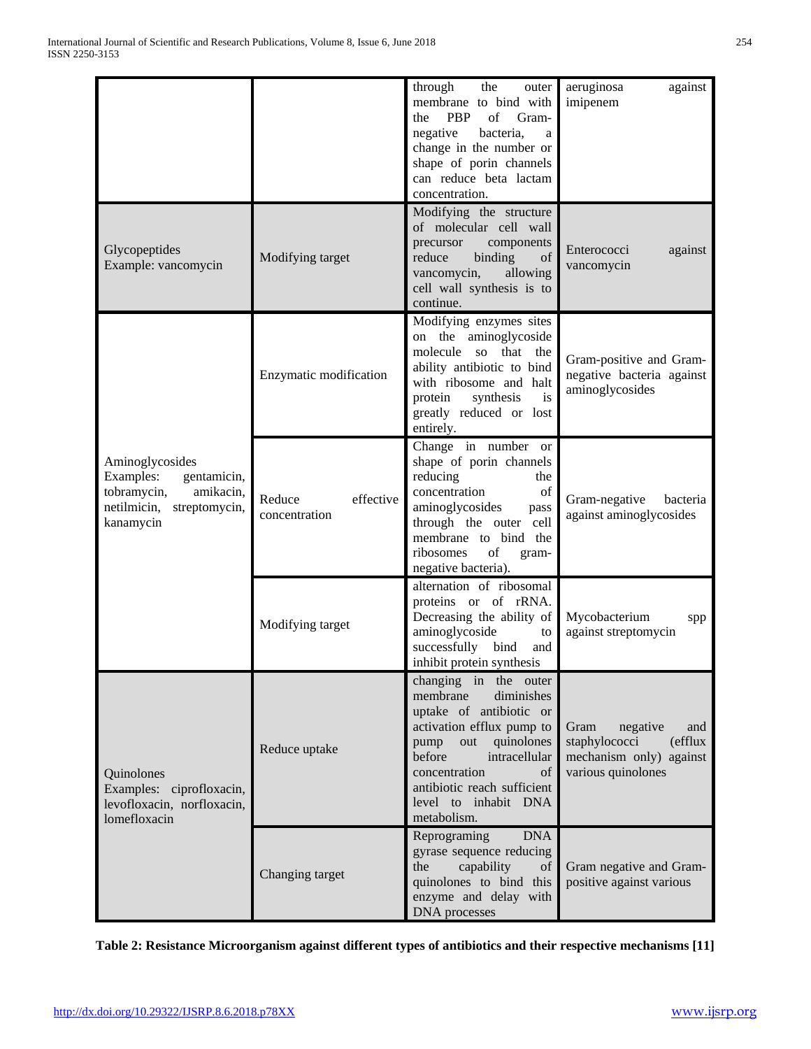| | | through the outer membrane to bind with the PBP of Gram-negative bacteria, a change in the number or shape of porin channels can reduce beta lactam concentration. | aeruginosa against imipenem |
|---|---|---|---|
| Glycopeptides Example: vancomycin | Modifying target | Modifying the structure of molecular cell wall precursor components reduce binding of vancomycin, allowing cell wall synthesis is to continue. | Enterococci against vancomycin |
| Aminoglycosides Examples: gentamicin, tobramycin, amikacin, netilmicin, streptomycin, kanamycin | Enzymatic modification | Modifying enzymes sites on the aminoglycoside molecule so that the ability antibiotic to bind with ribosome and halt protein synthesis is greatly reduced or lost entirely. | Gram-positive and Gram-negative bacteria against aminoglycosides |
| | Reduce effective concentration | Change in number or shape of porin channels reducing the concentration of aminoglycosides pass through the outer cell membrane to bind the ribosomes of gram-negative bacteria). | Gram-negative bacteria against aminoglycosides |
| | Modifying target | alternation of ribosomal proteins or of rRNA. Decreasing the ability of aminoglycoside to successfully bind and inhibit protein synthesis | Mycobacterium spp against streptomycin |
| Quinolones Examples: ciprofloxacin, levofloxacin, norfloxacin, lomefloxacin | Reduce uptake | changing in the outer membrane diminishes uptake of antibiotic or activation efflux pump to pump out quinolones before intracellular concentration of antibiotic reach sufficient level to inhabit DNA metabolism. | Gram negative and staphylococci (efflux mechanism only) against various quinolones |
| | Changing target | Reprograming DNA gyrase sequence reducing the capability of quinolones to bind this enzyme and delay with DNA processes | Gram negative and Gram-positive against various |

**Table 2: Resistance Microorganism against different types of antibiotics and their respective mechanisms [11]**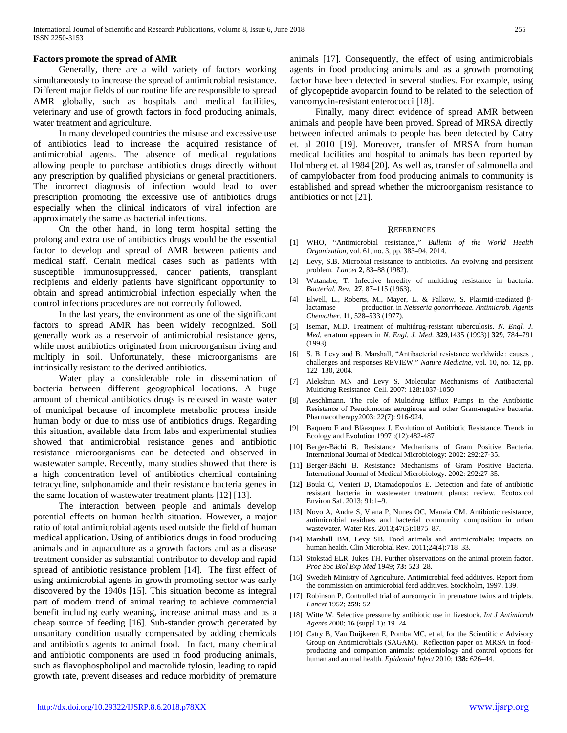**Factors promote the spread of AMR**

Generally, there are a wild variety of factors working simultaneously to increase the spread of antimicrobial resistance. Different major fields of our routine life are responsible to spread AMR globally, such as hospitals and medical facilities, veterinary and use of growth factors in food producing animals, water treatment and agriculture.

In many developed countries the misuse and excessive use of antibiotics lead to increase the acquired resistance of antimicrobial agents. The absence of medical regulations allowing people to purchase antibiotics drugs directly without any prescription by qualified physicians or general practitioners. The incorrect diagnosis of infection would lead to over prescription promoting the excessive use of antibiotics drugs especially when the clinical indicators of viral infection are approximately the same as bacterial infections.

On the other hand, in long term hospital setting the prolong and extra use of antibiotics drugs would be the essential factor to develop and spread of AMR between patients and medical staff. Certain medical cases such as patients with susceptible immunosuppressed, cancer patients, transplant recipients and elderly patients have significant opportunity to obtain and spread antimicrobial infection especially when the control infections procedures are not correctly followed.

In the last years, the environment as one of the significant factors to spread AMR has been widely recognized. Soil generally work as a reservoir of antimicrobial resistance gens, while most antibiotics originated from microorganism living and multiply in soil. Unfortunately, these microorganisms are intrinsically resistant to the derived antibiotics.

Water play a considerable role in dissemination of bacteria between different geographical locations. A huge amount of chemical antibiotics drugs is released in waste water of municipal because of incomplete metabolic process inside human body or due to miss use of antibiotics drugs. Regarding this situation, available data from labs and experimental studies showed that antimicrobial resistance genes and antibiotic resistance microorganisms can be detected and observed in wastewater sample. Recently, many studies showed that there is a high concentration level of antibiotics chemical containing tetracycline, sulphonamide and their resistance bacteria genes in the same location of wastewater treatment plants [12] [13].

The interaction between people and animals develop potential effects on human health situation. However, a major ratio of total antimicrobial agents used outside the field of human medical application. Using of antibiotics drugs in food producing animals and in aquaculture as a growth factors and as a disease treatment consider as substantial contributor to develop and rapid spread of antibiotic resistance problem [14]. The first effect of using antimicrobial agents in growth promoting sector was early discovered by the 1940s [15]. This situation become as integral part of modern trend of animal rearing to achieve commercial benefit including early weaning, increase animal mass and as a cheap source of feeding [16]. Sub-stander growth generated by unsanitary condition usually compensated by adding chemicals and antibiotics agents to animal food. In fact, many chemical and antibiotic components are used in food producing animals, such as flavophospholipol and macrolide tylosin, leading to rapid growth rate, prevent diseases and reduce morbidity of premature animals [17]. Consequently, the effect of using antimicrobials agents in food producing animals and as a growth promoting factor have been detected in several studies. For example, using of glycopeptide avoparcin found to be related to the selection of vancomycin-resistant enterococci [18].

Finally, many direct evidence of spread AMR between animals and people have been proved. Spread of MRSA directly between infected animals to people has been detected by Catry et. al 2010 [19]. Moreover, transfer of MRSA from human medical facilities and hospital to animals has been reported by Holmberg et. al 1984 [20]. As well as, transfer of salmonella and of campylobacter from food producing animals to community is established and spread whether the microorganism resistance to antibiotics or not [21].

## References

[1] WHO, "Antimicrobial resistance.," *Bulletin of the World Health Organization*, vol. 61, no. 3, pp. 383–94, 2014.

[2] Levy, S.B. Microbial resistance to antibiotics. An evolving and persistent problem. *Lancet* **2**, 83–88 (1982).

[3] Watanabe, T. Infective heredity of multidrug resistance in bacteria. *Bacterial. Rev.* **27**, 87–115 (1963).

[4] Elwell, L., Roberts, M., Mayer, L. & Falkow, S. Plasmid-mediated β-lactamase production in *Neisseria gonorrhoeae. Antimicrob. Agents Chemother.* **11**, 528–533 (1977).

[5] Iseman, M.D. Treatment of multidrug-resistant tuberculosis. *N. Engl. J. Med.* erratum appears in *N. Engl. J. Med.* **329**,1435 (1993)] **329**, 784–791 (1993).

[6] S. B. Levy and B. Marshall, "Antibacterial resistance worldwide : causes , challenges and responses REVIEW," *Nature Medicine*, vol. 10, no. 12, pp. 122–130, 2004.

[7] Alekshun MN and Levy S. Molecular Mechanisms of Antibacterial Multidrug Resistance. Cell. 2007: 128:1037-1050

[8] Aeschlmann. The role of Multidrug Efflux Pumps in the Antibiotic Resistance of Pseudomonas aeruginosa and other Gram-negative bacteria. Pharmacotherapy2003: 22(7): 916-924.

[9] Baquero F and Blàazquez J. Evolution of Antibiotic Resistance. Trends in Ecology and Evolution 1997 :(12):482-487

[10] Berger-Bächi B. Resistance Mechanisms of Gram Positive Bacteria. International Journal of Medical Microbiology: 2002: 292:27-35.

[11] Berger-Bächi B. Resistance Mechanisms of Gram Positive Bacteria. International Journal of Medical Microbiology. 2002: 292:27-35.

[12] Bouki C, Venieri D, Diamadopoulos E. Detection and fate of antibiotic resistant bacteria in wastewater treatment plants: review. Ecotoxicol Environ Saf. 2013; 91:1–9.

[13] Novo A, Andre S, Viana P, Nunes OC, Manaia CM. Antibiotic resistance, antimicrobial residues and bacterial community composition in urban wastewater. Water Res. 2013;47(5):1875–87.

[14] Marshall BM, Levy SB. Food animals and antimicrobials: impacts on human health. Clin Microbial Rev. 2011;24(4):718–33.

[15] Stokstad ELR, Jukes TH. Further observations on the animal protein factor. *Proc Soc Biol Exp Med* 1949; **73:** 523–28.

[16] Swedish Ministry of Agriculture. Antimicrobial feed additives. Report from the commission on antimicrobial feed additives. Stockholm, 1997. 139.

[17] Robinson P. Controlled trial of aureomycin in premature twins and triplets. *Lancet* 1952; **259:** 52.

[18] Witte W. Selective pressure by antibiotic use in livestock. *Int J Antimicrob Agents* 2000; **16** (suppl 1)**:** 19–24.

[19] Catry B, Van Duijkeren E, Pomba MC, et al, for the Scientific c Advisory Group on Antimicrobials (SAGAM). Reflection paper on MRSA in food-producing and companion animals: epidemiology and control options for human and animal health. *Epidemiol Infect* 2010; **138:** 626–44.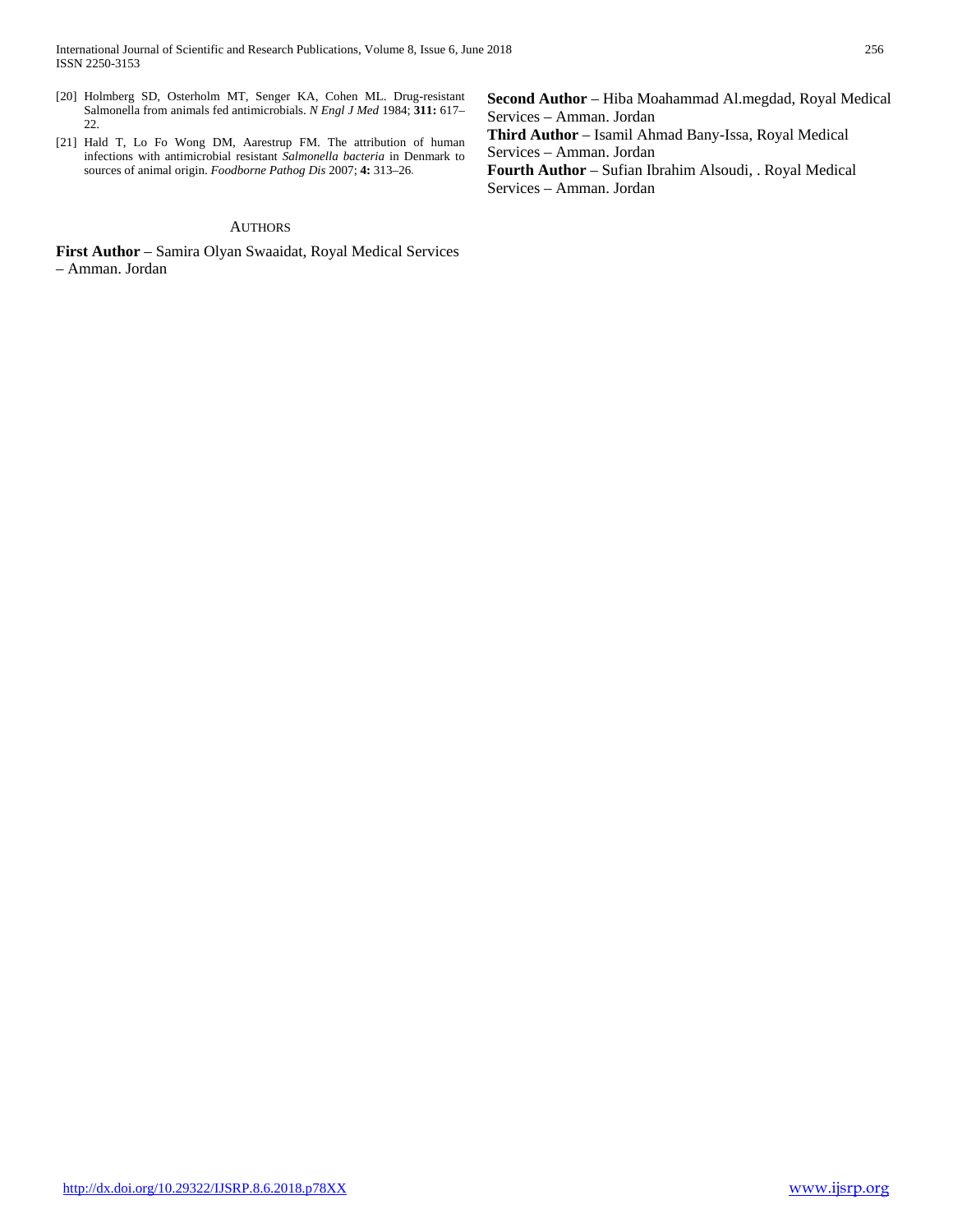[20] Holmberg SD, Osterholm MT, Senger KA, Cohen ML. Drug-resistant Salmonella from animals fed antimicrobials. *N Engl J Med* 1984; **311:** 617–22.

[21] Hald T, Lo Fo Wong DM, Aarestrup FM. The attribution of human infections with antimicrobial resistant *Salmonella bacteria* in Denmark to sources of animal origin. *Foodborne Pathog Dis* 2007; **4:** 313–26.

## AUTHORS

**First Author** – Samira Olyan Swaaidat, Royal Medical Services – Amman. Jordan

**Second Author** – Hiba Moahammad Al.megdad, Royal Medical Services – Amman. Jordan

**Third Author** – Isamil Ahmad Bany-Issa, Royal Medical Services – Amman. Jordan

**Fourth Author** – Sufian Ibrahim Alsoudi, . Royal Medical Services – Amman. Jordan